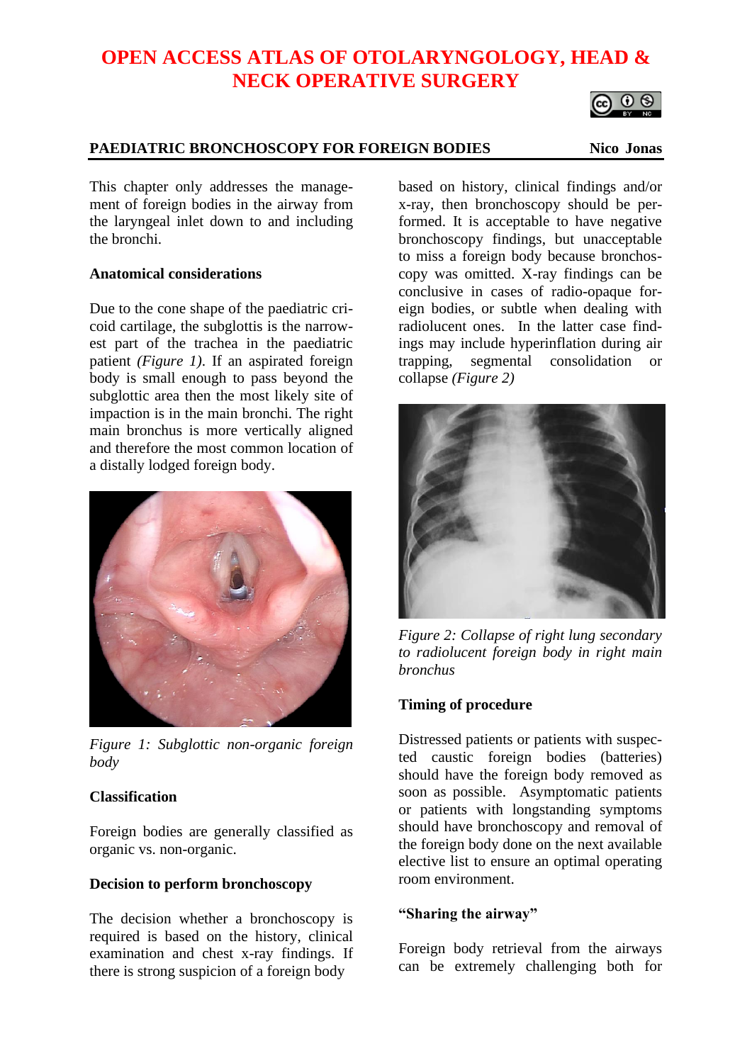# OPEN ACCESS ATLAS OF OTOLARYNGOLOGY, HEAD & NECK OPERATIVE SURGERY

## PAEDIATRIC BRONCHOSCOPY FOR FOREIGN BODIES

**Nico Jonas**

This chapter only addresses the management of foreign bodies in the airway from the laryngeal inlet down to and including the bronchi.

### Anatomical considerations

Due to the cone shape of the paediatric cricoid cartilage, the subglottis is the narrowest part of the trachea in the paediatric patient *(Figure 1)*. If an aspirated foreign body is small enough to pass beyond the subglottic area then the most likely site of impaction is in the main bronchi. The right main bronchus is more vertically aligned and therefore the most common location of a distally lodged foreign body.

*Figure 1: Subglottic non-organic foreign body*

### Classification

Foreign bodies are generally classified as organic vs. non-organic.

### Decision to perform bronchoscopy

The decision whether a bronchoscopy is required is based on the history, clinical examination and chest x-ray findings. If there is strong suspicion of a foreign body based on history, clinical findings and/or x-ray, then bronchoscopy should be performed. It is acceptable to have negative bronchoscopy findings, but unacceptable to miss a foreign body because bronchoscopy was omitted. X-ray findings can be conclusive in cases of radio-opaque foreign bodies, or subtle when dealing with radiolucent ones. In the latter case findings may include hyperinflation during air trapping, segmental consolidation or collapse *(Figure 2)*

*Figure 2: Collapse of right lung secondary to radiolucent foreign body in right main bronchus*

### Timing of procedure

Distressed patients or patients with suspected caustic foreign bodies (batteries) should have the foreign body removed as soon as possible. Asymptomatic patients or patients with longstanding symptoms should have bronchoscopy and removal of the foreign body done on the next available elective list to ensure an optimal operating room environment.

### "Sharing the airway"

Foreign body retrieval from the airways can be extremely challenging both for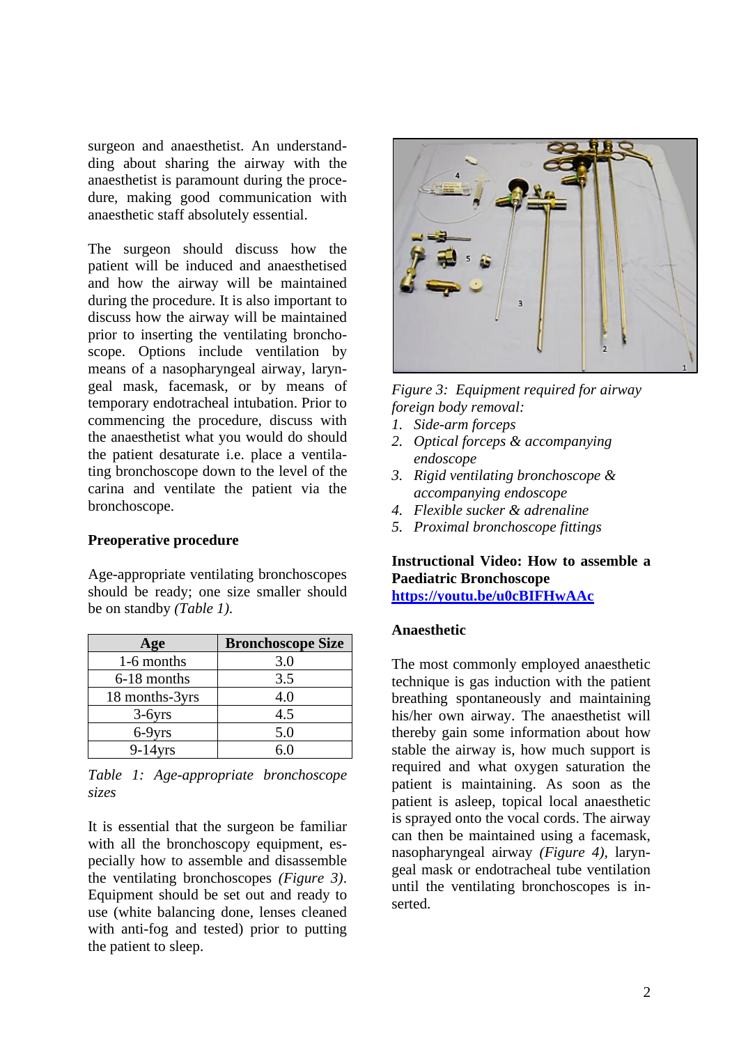surgeon and anaesthetist. An understandding about sharing the airway with the anaesthetist is paramount during the procedure, making good communication with anaesthetic staff absolutely essential.

The surgeon should discuss how the patient will be induced and anaesthetised and how the airway will be maintained during the procedure. It is also important to discuss how the airway will be maintained prior to inserting the ventilating bronchoscope. Options include ventilation by means of a nasopharyngeal airway, laryngeal mask, facemask, or by means of temporary endotracheal intubation. Prior to commencing the procedure, discuss with the anaesthetist what you would do should the patient desaturate i.e. place a ventilating bronchoscope down to the level of the carina and ventilate the patient via the bronchoscope.

**Preoperative procedure**

Age-appropriate ventilating bronchoscopes should be ready; one size smaller should be on standby *(Table 1).*

| Age | Bronchoscope Size |
|---|---|
| 1-6 months | 3.0 |
| 6-18 months | 3.5 |
| 18 months-3yrs | 4.0 |
| 3-6yrs | 4.5 |
| 6-9yrs | 5.0 |
| 9-14yrs | 6.0 |

*Table 1: Age-appropriate bronchoscope sizes*

It is essential that the surgeon be familiar with all the bronchoscopy equipment, especially how to assemble and disassemble the ventilating bronchoscopes *(Figure 3).* Equipment should be set out and ready to use (white balancing done, lenses cleaned with anti-fog and tested) prior to putting the patient to sleep.

*Figure 3: Equipment required for airway foreign body removal:*

1. *Side-arm forceps*
2. *Optical forceps & accompanying endoscope*
3. *Rigid ventilating bronchoscope & accompanying endoscope*
4. *Flexible sucker & adrenaline*
5. *Proximal bronchoscope fittings*

**Instructional Video: How to assemble a Paediatric Bronchoscope**
**https://youtu.be/u0cBIFHwAAc**

**Anaesthetic**

The most commonly employed anaesthetic technique is gas induction with the patient breathing spontaneously and maintaining his/her own airway. The anaesthetist will thereby gain some information about how stable the airway is, how much support is required and what oxygen saturation the patient is maintaining. As soon as the patient is asleep, topical local anaesthetic is sprayed onto the vocal cords. The airway can then be maintained using a facemask, nasopharyngeal airway *(Figure 4),* laryngeal mask or endotracheal tube ventilation until the ventilating bronchoscopes is inserted.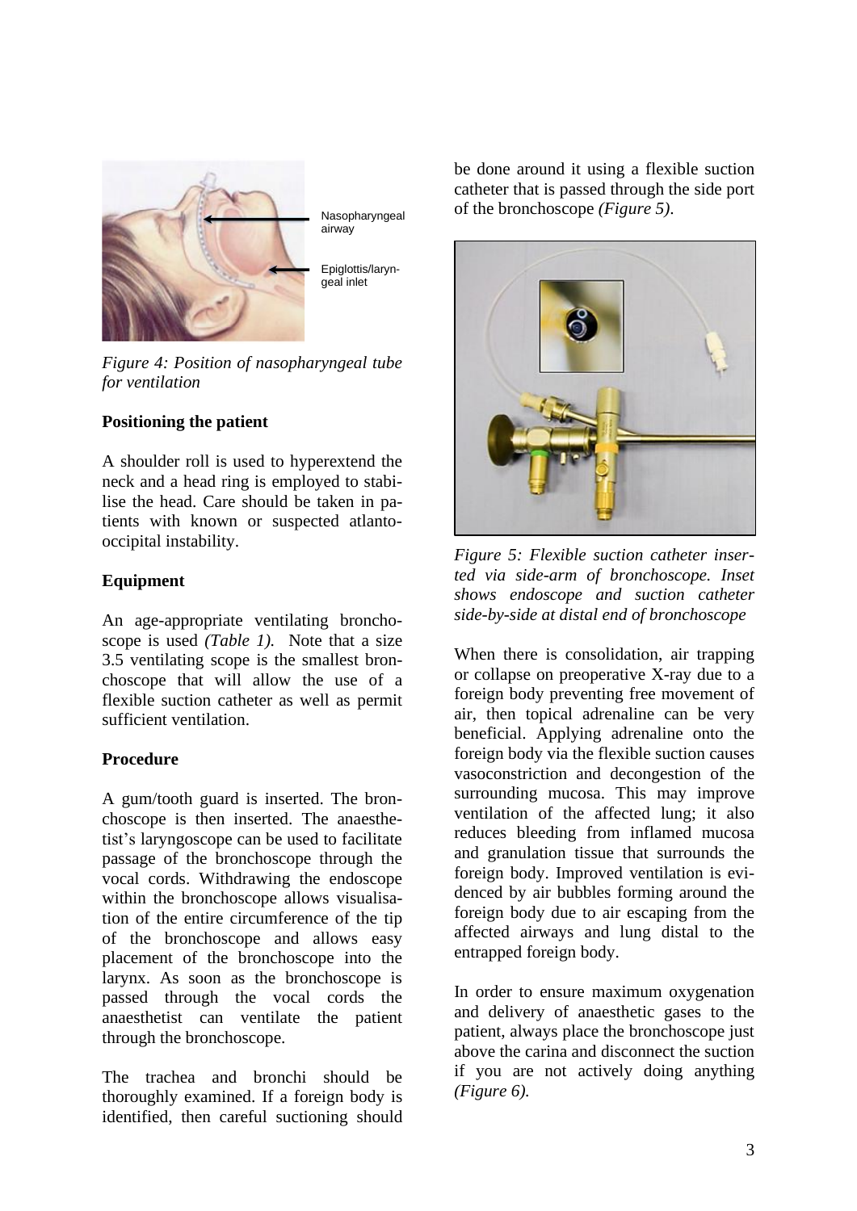Nasopharyngeal airway

Epiglottis/laryngeal inlet

*Figure 4: Position of nasopharyngeal tube for ventilation*

**Positioning the patient**

A shoulder roll is used to hyperextend the neck and a head ring is employed to stabilise the head. Care should be taken in patients with known or suspected atlanto-occipital instability.

**Equipment**

An age-appropriate ventilating bronchoscope is used *(Table 1).* Note that a size 3.5 ventilating scope is the smallest bronchoscope that will allow the use of a flexible suction catheter as well as permit sufficient ventilation.

**Procedure**

A gum/tooth guard is inserted. The bronchoscope is then inserted. The anaesthetist's laryngoscope can be used to facilitate passage of the bronchoscope through the vocal cords. Withdrawing the endoscope within the bronchoscope allows visualisation of the entire circumference of the tip of the bronchoscope and allows easy placement of the bronchoscope into the larynx. As soon as the bronchoscope is passed through the vocal cords the anaesthetist can ventilate the patient through the bronchoscope.

The trachea and bronchi should be thoroughly examined. If a foreign body is identified, then careful suctioning should be done around it using a flexible suction catheter that is passed through the side port of the bronchoscope *(Figure 5)*.

*Figure 5: Flexible suction catheter inserted via side-arm of bronchoscope. Inset shows endoscope and suction catheter side-by-side at distal end of bronchoscope*

When there is consolidation, air trapping or collapse on preoperative X-ray due to a foreign body preventing free movement of air, then topical adrenaline can be very beneficial. Applying adrenaline onto the foreign body via the flexible suction causes vasoconstriction and decongestion of the surrounding mucosa. This may improve ventilation of the affected lung; it also reduces bleeding from inflamed mucosa and granulation tissue that surrounds the foreign body. Improved ventilation is evidenced by air bubbles forming around the foreign body due to air escaping from the affected airways and lung distal to the entrapped foreign body.

In order to ensure maximum oxygenation and delivery of anaesthetic gases to the patient, always place the bronchoscope just above the carina and disconnect the suction if you are not actively doing anything *(Figure 6).*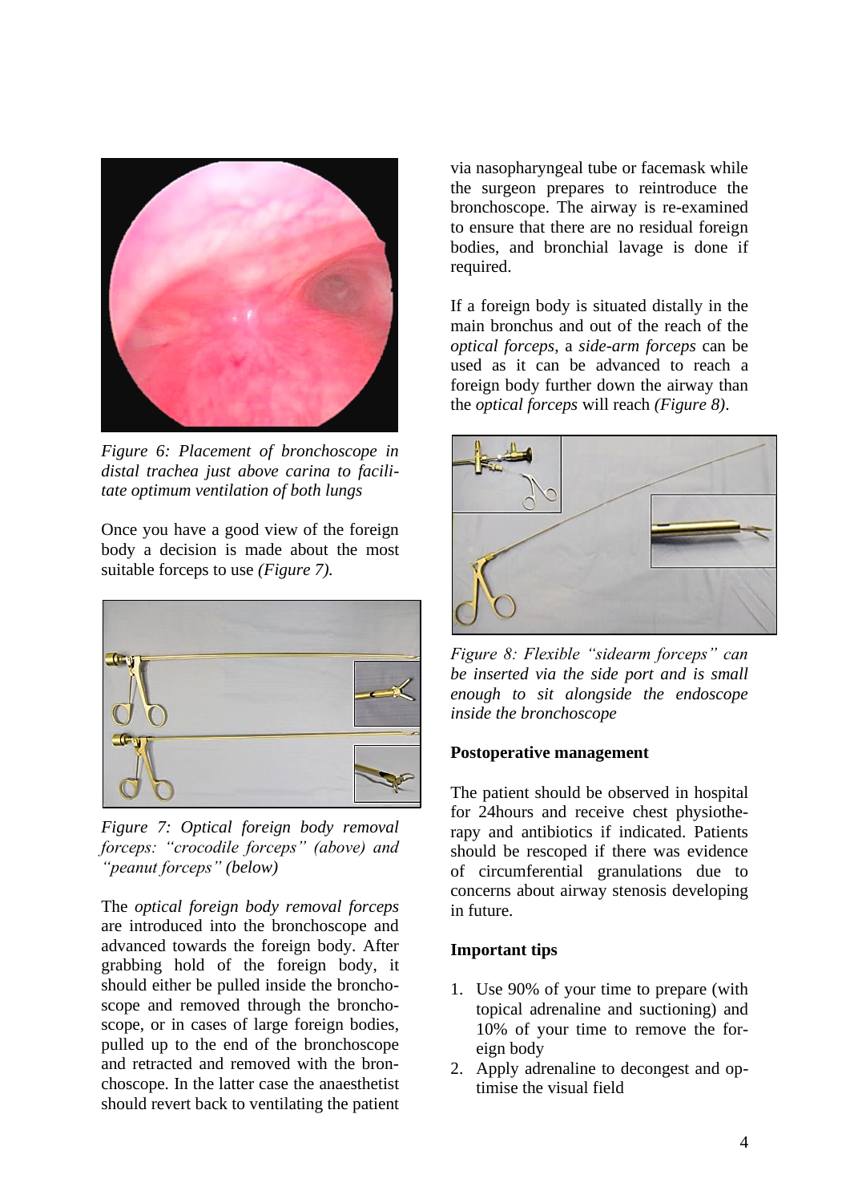*Figure 6: Placement of bronchoscope in distal trachea just above carina to facilitate optimum ventilation of both lungs*

Once you have a good view of the foreign body a decision is made about the most suitable forceps to use *(Figure 7).*

*Figure 7: Optical foreign body removal forceps: "crocodile forceps" (above) and "peanut forceps" (below)*

The *optical foreign body removal forceps* are introduced into the bronchoscope and advanced towards the foreign body. After grabbing hold of the foreign body, it should either be pulled inside the bronchoscope and removed through the bronchoscope, or in cases of large foreign bodies, pulled up to the end of the bronchoscope and retracted and removed with the bronchoscope. In the latter case the anaesthetist should revert back to ventilating the patient via nasopharyngeal tube or facemask while the surgeon prepares to reintroduce the bronchoscope. The airway is re-examined to ensure that there are no residual foreign bodies, and bronchial lavage is done if required.

If a foreign body is situated distally in the main bronchus and out of the reach of the *optical forceps*, a *side-arm forceps* can be used as it can be advanced to reach a foreign body further down the airway than the *optical forceps* will reach *(Figure 8)*.

*Figure 8: Flexible "sidearm forceps" can be inserted via the side port and is small enough to sit alongside the endoscope inside the bronchoscope*

**Postoperative management**

The patient should be observed in hospital for 24hours and receive chest physiotherapy and antibiotics if indicated. Patients should be rescoped if there was evidence of circumferential granulations due to concerns about airway stenosis developing in future.

**Important tips**

1. Use 90% of your time to prepare (with topical adrenaline and suctioning) and 10% of your time to remove the foreign body
2. Apply adrenaline to decongest and optimise the visual field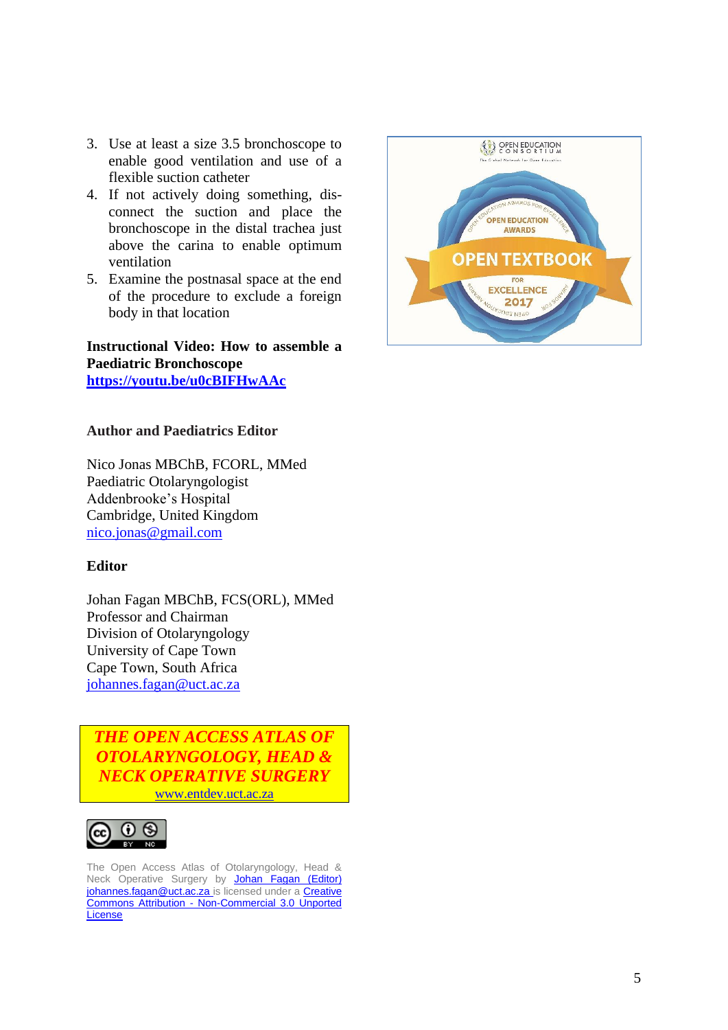3. Use at least a size 3.5 bronchoscope to enable good ventilation and use of a flexible suction catheter
4. If not actively doing something, disconnect the suction and place the bronchoscope in the distal trachea just above the carina to enable optimum ventilation
5. Examine the postnasal space at the end of the procedure to exclude a foreign body in that location

**Instructional Video: How to assemble a Paediatric Bronchoscope**
**https://youtu.be/u0cBIFHwAAc**

**Author and Paediatrics Editor**

Nico Jonas MBChB, FCORL, MMed
Paediatric Otolaryngologist
Addenbrooke's Hospital
Cambridge, United Kingdom
nico.jonas@gmail.com

**Editor**

Johan Fagan MBChB, FCS(ORL), MMed
Professor and Chairman
Division of Otolaryngology
University of Cape Town
Cape Town, South Africa
johannes.fagan@uct.ac.za

***THE OPEN ACCESS ATLAS OF OTOLARYNGOLOGY, HEAD & NECK OPERATIVE SURGERY***
www.entdev.uct.ac.za

The Open Access Atlas of Otolaryngology, Head & Neck Operative Surgery by Johan Fagan (Editor) johannes.fagan@uct.ac.za is licensed under a Creative Commons Attribution - Non-Commercial 3.0 Unported License

OPEN EDUCATION CONSORTIUM
OPEN EDUCATION AWARDS
OPEN TEXTBOOK
FOR EXCELLENCE 2017